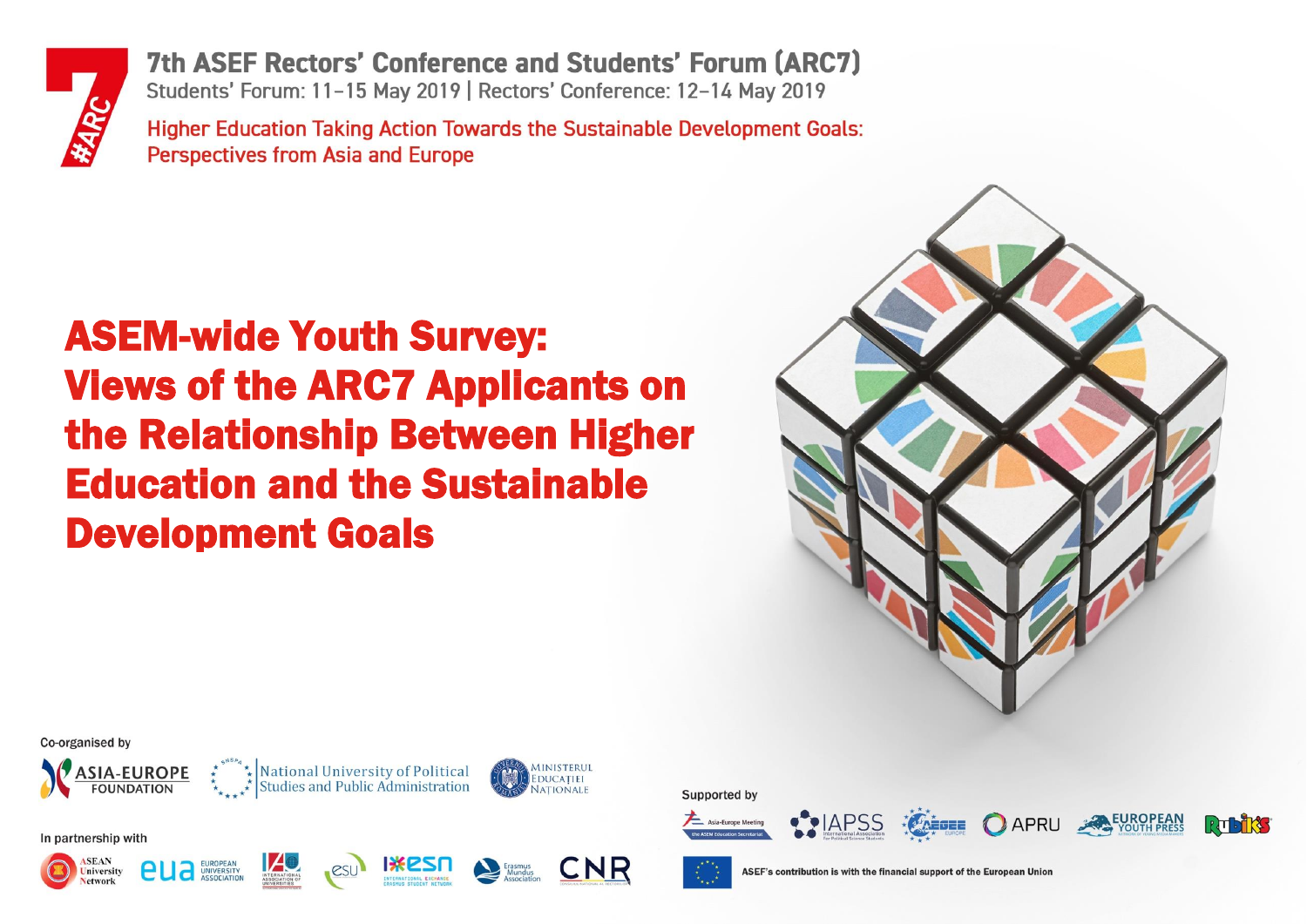7th ASEF Rectors' Conference and Students' Forum (ARC7)

Students' Forum: 11–15 May 2019 | Rectors' Conference: 12–14 May 2019

Higher Education Taking Action Towards the Sustainable Development Goals: Perspectives from Asia and Europe

# ASEM-wide Youth Survey: Views of the ARC7 Applicants on the Relationship Between Higher Education and the Sustainable Development Goals

Co-organised by

ASIA-EUROPE FOUNDATION | National University of Political Studies and Public Administration | Ministerul Educaţiei Naţionale

In partnership with

ASEAN University Network | eua European University Association | International Association of Universities | esu | esn International Exchange Erasmus Student Network | Erasmus Mundus Association | CNR

Supported by

Asia-Europe Meeting – the ASEM Education Secretariat | IAPSS International Association for Political Science Students | AEGEE Europe | APRU | European Youth Press | Rubik's

ASEF's contribution is with the financial support of the European Union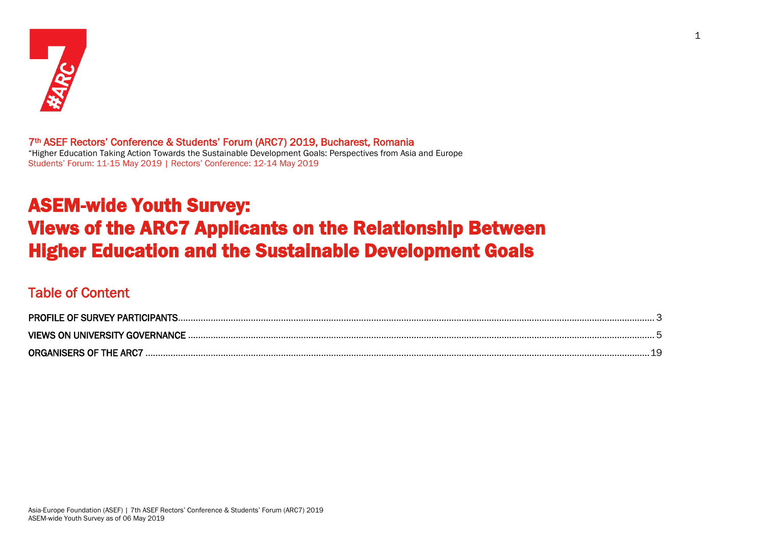7th ASEF Rectors' Conference & Students' Forum (ARC7) 2019, Bucharest, Romania

"Higher Education Taking Action Towards the Sustainable Development Goals: Perspectives from Asia and Europe

Students' Forum: 11-15 May 2019 | Rectors' Conference: 12-14 May 2019

# ASEM-wide Youth Survey: Views of the ARC7 Applicants on the Relationship Between Higher Education and the Sustainable Development Goals

## Table of Content

PROFILE OF SURVEY PARTICIPANTS ........ 3

VIEWS ON UNIVERSITY GOVERNANCE ........ 5

ORGANISERS OF THE ARC7 ........ 19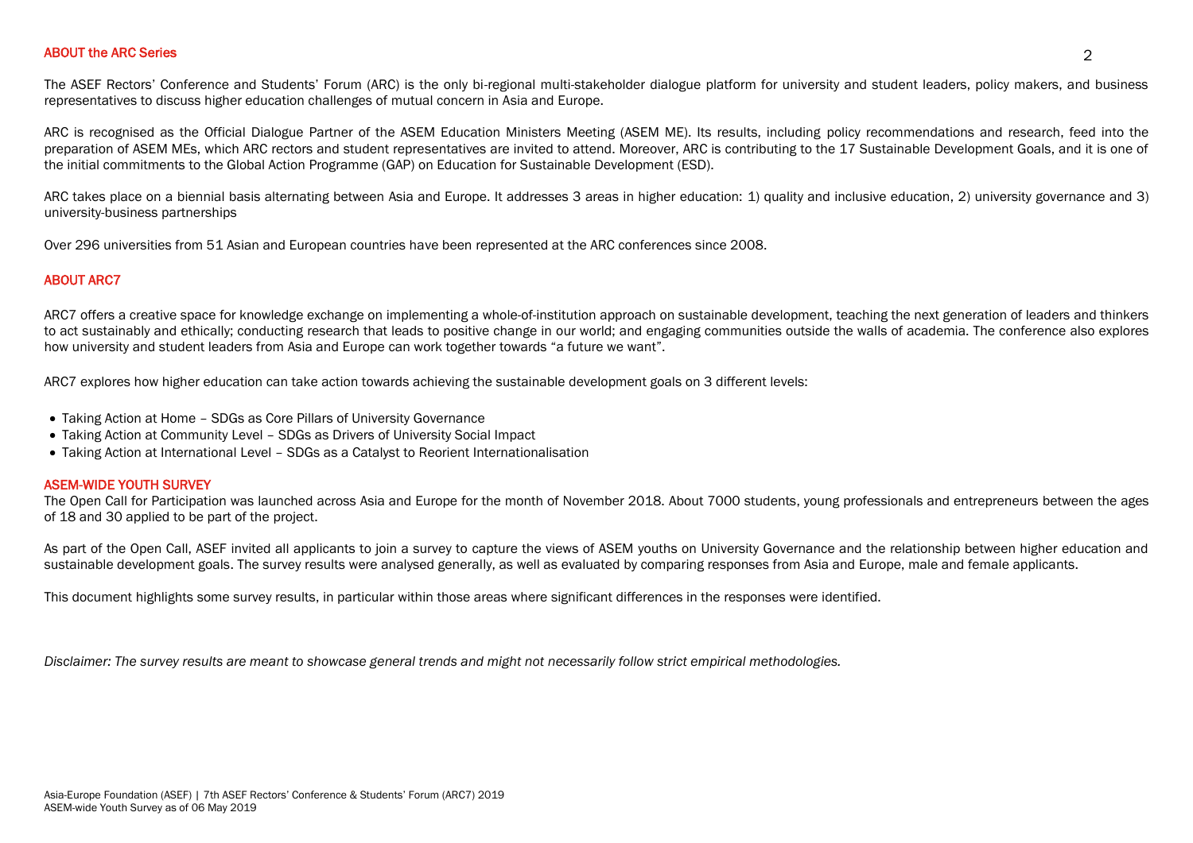## ABOUT the ARC Series

The ASEF Rectors' Conference and Students' Forum (ARC) is the only bi-regional multi-stakeholder dialogue platform for university and student leaders, policy makers, and business representatives to discuss higher education challenges of mutual concern in Asia and Europe.

ARC is recognised as the Official Dialogue Partner of the ASEM Education Ministers Meeting (ASEM ME). Its results, including policy recommendations and research, feed into the preparation of ASEM MEs, which ARC rectors and student representatives are invited to attend. Moreover, ARC is contributing to the 17 Sustainable Development Goals, and it is one of the initial commitments to the Global Action Programme (GAP) on Education for Sustainable Development (ESD).

ARC takes place on a biennial basis alternating between Asia and Europe. It addresses 3 areas in higher education: 1) quality and inclusive education, 2) university governance and 3) university-business partnerships

Over 296 universities from 51 Asian and European countries have been represented at the ARC conferences since 2008.

## ABOUT ARC7

ARC7 offers a creative space for knowledge exchange on implementing a whole-of-institution approach on sustainable development, teaching the next generation of leaders and thinkers to act sustainably and ethically; conducting research that leads to positive change in our world; and engaging communities outside the walls of academia. The conference also explores how university and student leaders from Asia and Europe can work together towards "a future we want".

ARC7 explores how higher education can take action towards achieving the sustainable development goals on 3 different levels:

- Taking Action at Home – SDGs as Core Pillars of University Governance
- Taking Action at Community Level – SDGs as Drivers of University Social Impact
- Taking Action at International Level – SDGs as a Catalyst to Reorient Internationalisation

## ASEM-WIDE YOUTH SURVEY

The Open Call for Participation was launched across Asia and Europe for the month of November 2018. About 7000 students, young professionals and entrepreneurs between the ages of 18 and 30 applied to be part of the project.

As part of the Open Call, ASEF invited all applicants to join a survey to capture the views of ASEM youths on University Governance and the relationship between higher education and sustainable development goals. The survey results were analysed generally, as well as evaluated by comparing responses from Asia and Europe, male and female applicants.

This document highlights some survey results, in particular within those areas where significant differences in the responses were identified.

*Disclaimer: The survey results are meant to showcase general trends and might not necessarily follow strict empirical methodologies.*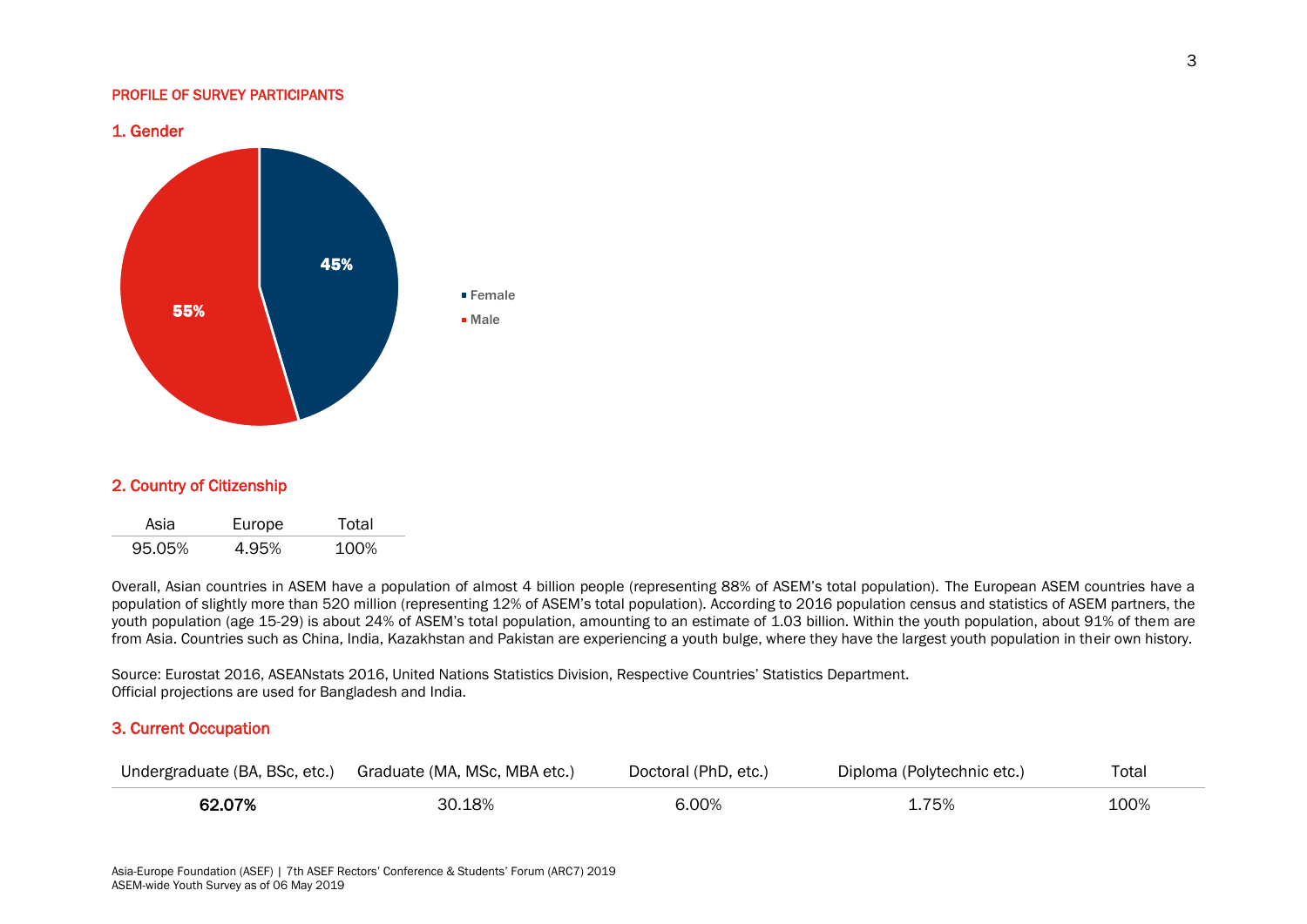PROFILE OF SURVEY PARTICIPANTS

## 1. Gender

- Female: 45%
- Male: 55%

## 2. Country of Citizenship

| Asia | Europe | Total |
|---|---|---|
| 95.05% | 4.95% | 100% |

Overall, Asian countries in ASEM have a population of almost 4 billion people (representing 88% of ASEM's total population). The European ASEM countries have a population of slightly more than 520 million (representing 12% of ASEM's total population). According to 2016 population census and statistics of ASEM partners, the youth population (age 15-29) is about 24% of ASEM's total population, amounting to an estimate of 1.03 billion. Within the youth population, about 91% of them are from Asia. Countries such as China, India, Kazakhstan and Pakistan are experiencing a youth bulge, where they have the largest youth population in their own history.

Source: Eurostat 2016, ASEANstats 2016, United Nations Statistics Division, Respective Countries' Statistics Department.
Official projections are used for Bangladesh and India.

## 3. Current Occupation

| Undergraduate (BA, BSc, etc.) | Graduate (MA, MSc, MBA etc.) | Doctoral (PhD, etc.) | Diploma (Polytechnic etc.) | Total |
|---|---|---|---|---|
| **62.07%** | 30.18% | 6.00% | 1.75% | 100% |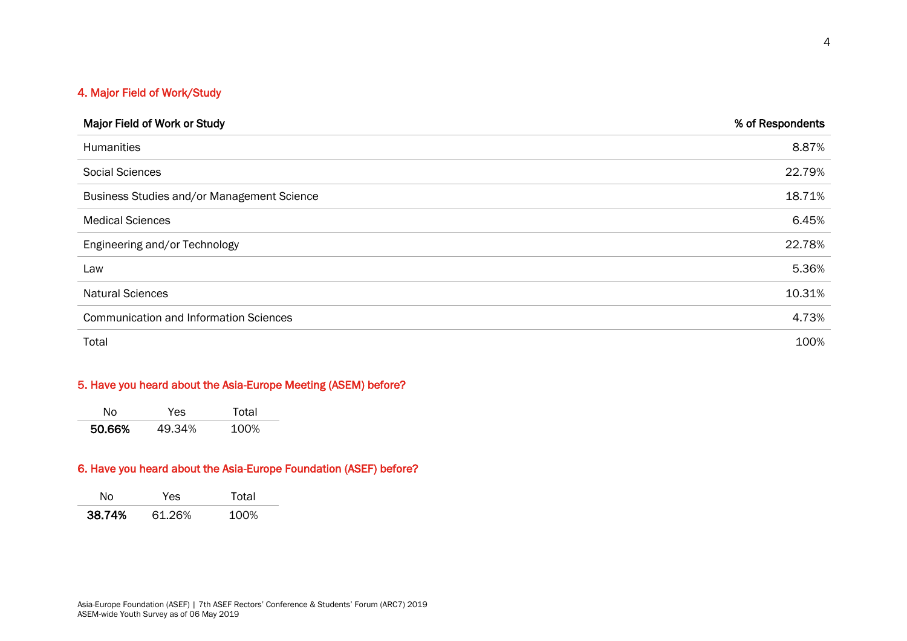## 4. Major Field of Work/Study

| Major Field of Work or Study | % of Respondents |
|---|---|
| Humanities | 8.87% |
| Social Sciences | 22.79% |
| Business Studies and/or Management Science | 18.71% |
| Medical Sciences | 6.45% |
| Engineering and/or Technology | 22.78% |
| Law | 5.36% |
| Natural Sciences | 10.31% |
| Communication and Information Sciences | 4.73% |
| Total | 100% |

## 5. Have you heard about the Asia-Europe Meeting (ASEM) before?

| No | Yes | Total |
|---|---|---|
| **50.66%** | 49.34% | 100% |

## 6. Have you heard about the Asia-Europe Foundation (ASEF) before?

| No | Yes | Total |
|---|---|---|
| **38.74%** | 61.26% | 100% |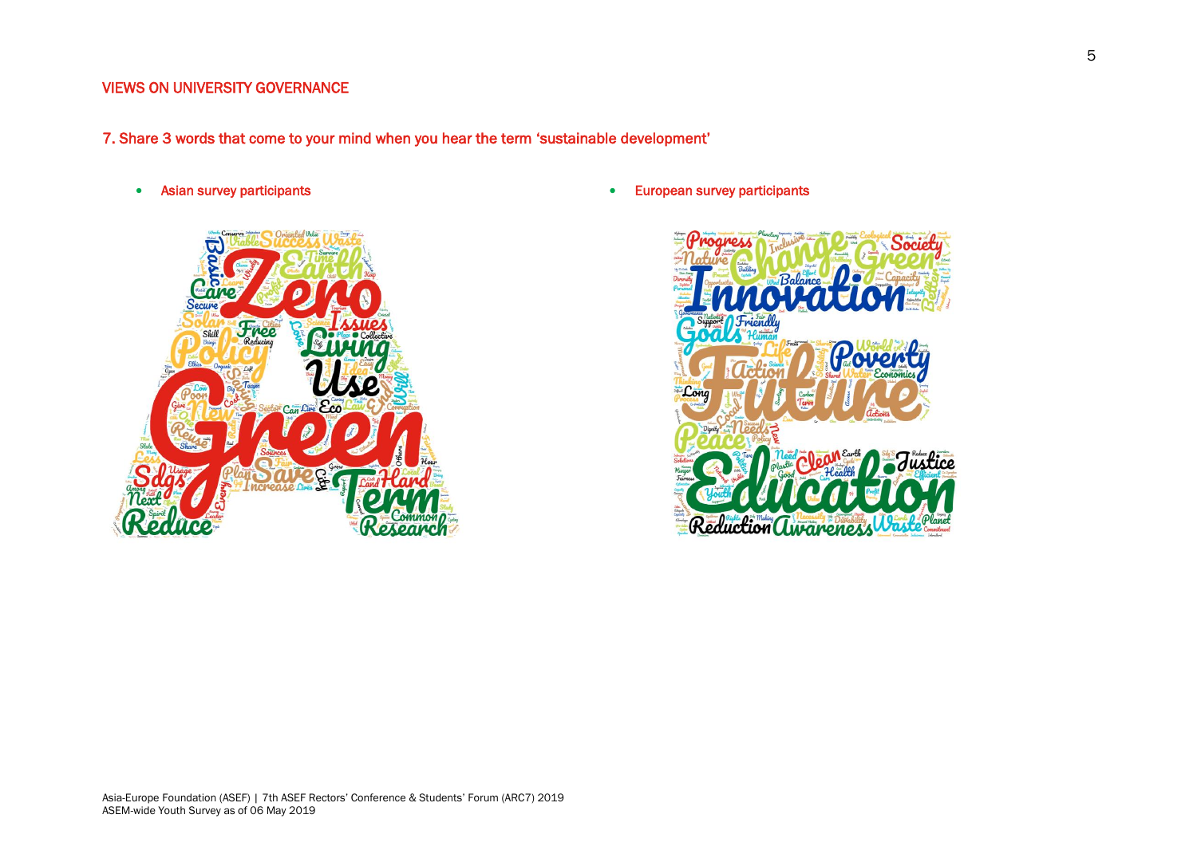VIEWS ON UNIVERSITY GOVERNANCE

## 7. Share 3 words that come to your mind when you hear the term 'sustainable development'

- Asian survey participants
- European survey participants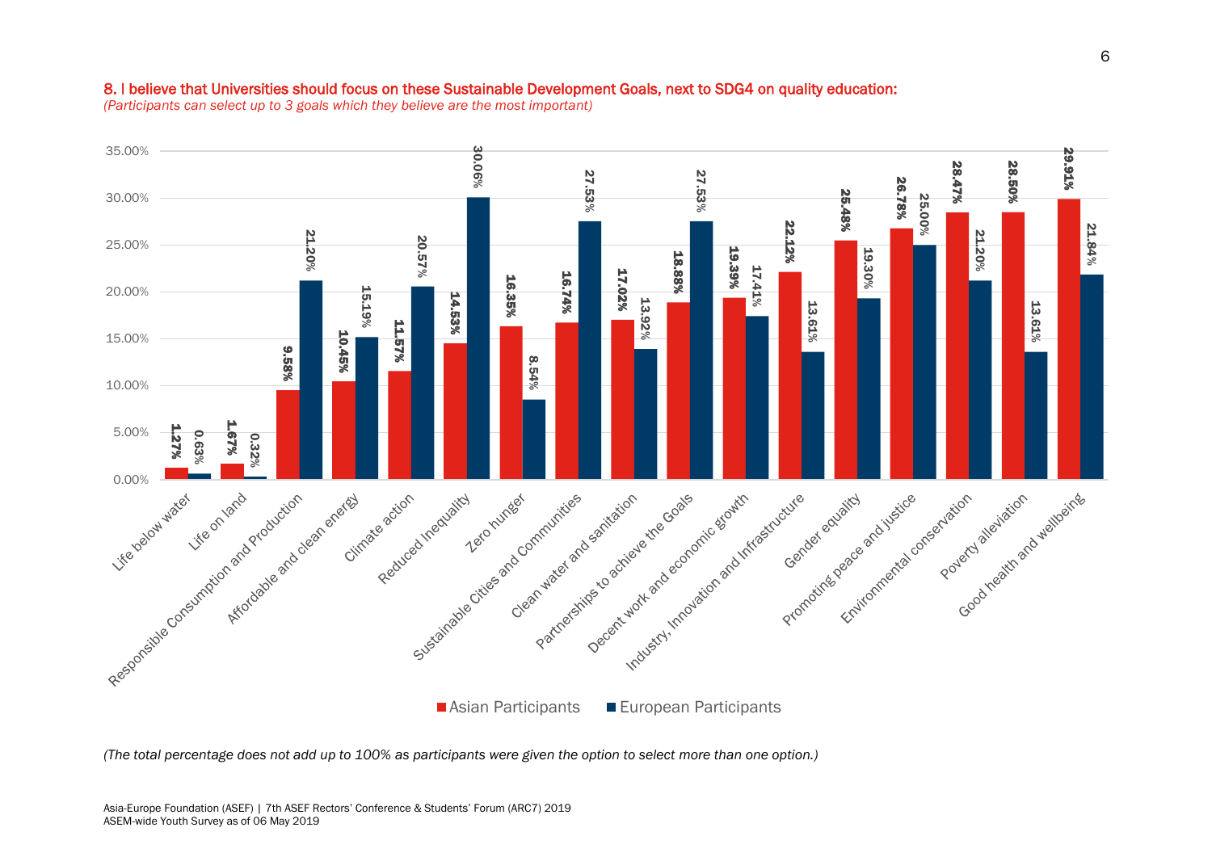**8. I believe that Universities should focus on these Sustainable Development Goals, next to SDG4 on quality education:**

*(Participants can select up to 3 goals which they believe are the most important)*

| SDG | Asian Participants | European Participants |
| --- | --- | --- |
| Life below water | 1.27% | 0.63% |
| Life on land | 1.67% | 0.32% |
| Responsible Consumption and Production | 9.58% | 21.20% |
| Affordable and clean energy | 10.45% | 15.19% |
| Climate action | 11.57% | 20.57% |
| Reduced Inequality | 14.53% | 30.06% |
| Zero hunger | 16.35% | 8.54% |
| Sustainable Cities and Communities | 16.74% | 27.53% |
| Clean water and sanitation | 17.02% | 13.92% |
| Partnerships to achieve the Goals | 18.88% | 27.53% |
| Decent work and economic growth | 19.39% | 17.41% |
| Industry, Innovation and Infrastructure | 22.12% | 13.61% |
| Gender equality | 25.48% | 19.30% |
| Promoting peace and justice | 26.78% | 25.00% |
| Environmental conservation | 28.47% | 21.20% |
| Poverty alleviation | 28.50% | 13.61% |
| Good health and wellbeing | 29.91% | 21.84% |

*(The total percentage does not add up to 100% as participants were given the option to select more than one option.)*

Asia-Europe Foundation (ASEF) | 7th ASEF Rectors' Conference & Students' Forum (ARC7) 2019
ASEM-wide Youth Survey as of 06 May 2019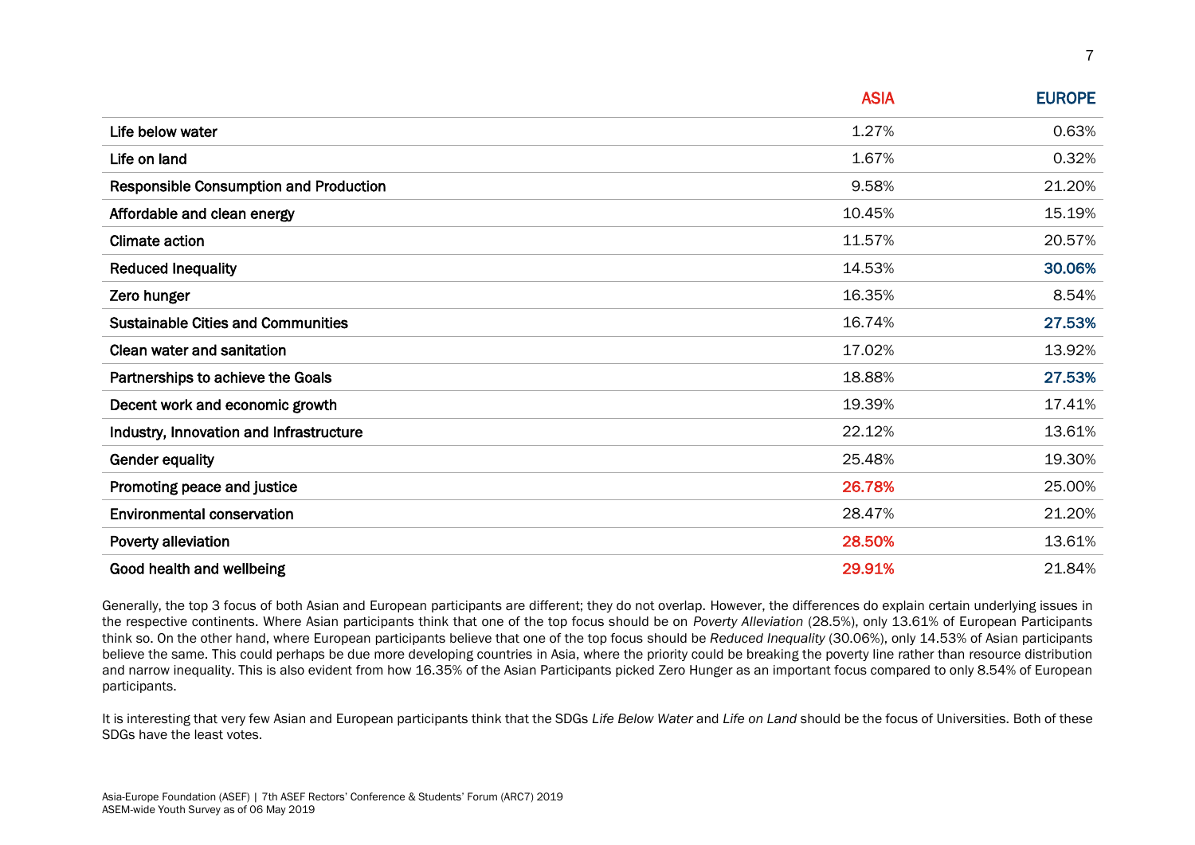| | ASIA | EUROPE |
|---|---|---|
| Life below water | 1.27% | 0.63% |
| Life on land | 1.67% | 0.32% |
| Responsible Consumption and Production | 9.58% | 21.20% |
| Affordable and clean energy | 10.45% | 15.19% |
| Climate action | 11.57% | 20.57% |
| Reduced Inequality | 14.53% | **30.06%** |
| Zero hunger | 16.35% | 8.54% |
| Sustainable Cities and Communities | 16.74% | **27.53%** |
| Clean water and sanitation | 17.02% | 13.92% |
| Partnerships to achieve the Goals | 18.88% | **27.53%** |
| Decent work and economic growth | 19.39% | 17.41% |
| Industry, Innovation and Infrastructure | 22.12% | 13.61% |
| Gender equality | 25.48% | 19.30% |
| Promoting peace and justice | **26.78%** | 25.00% |
| Environmental conservation | 28.47% | 21.20% |
| Poverty alleviation | **28.50%** | 13.61% |
| Good health and wellbeing | **29.91%** | 21.84% |

Generally, the top 3 focus of both Asian and European participants are different; they do not overlap. However, the differences do explain certain underlying issues in the respective continents. Where Asian participants think that one of the top focus should be on *Poverty Alleviation* (28.5%), only 13.61% of European Participants think so. On the other hand, where European participants believe that one of the top focus should be *Reduced Inequality* (30.06%), only 14.53% of Asian participants believe the same. This could perhaps be due more developing countries in Asia, where the priority could be breaking the poverty line rather than resource distribution and narrow inequality. This is also evident from how 16.35% of the Asian Participants picked Zero Hunger as an important focus compared to only 8.54% of European participants.

It is interesting that very few Asian and European participants think that the SDGs *Life Below Water* and *Life on Land* should be the focus of Universities. Both of these SDGs have the least votes.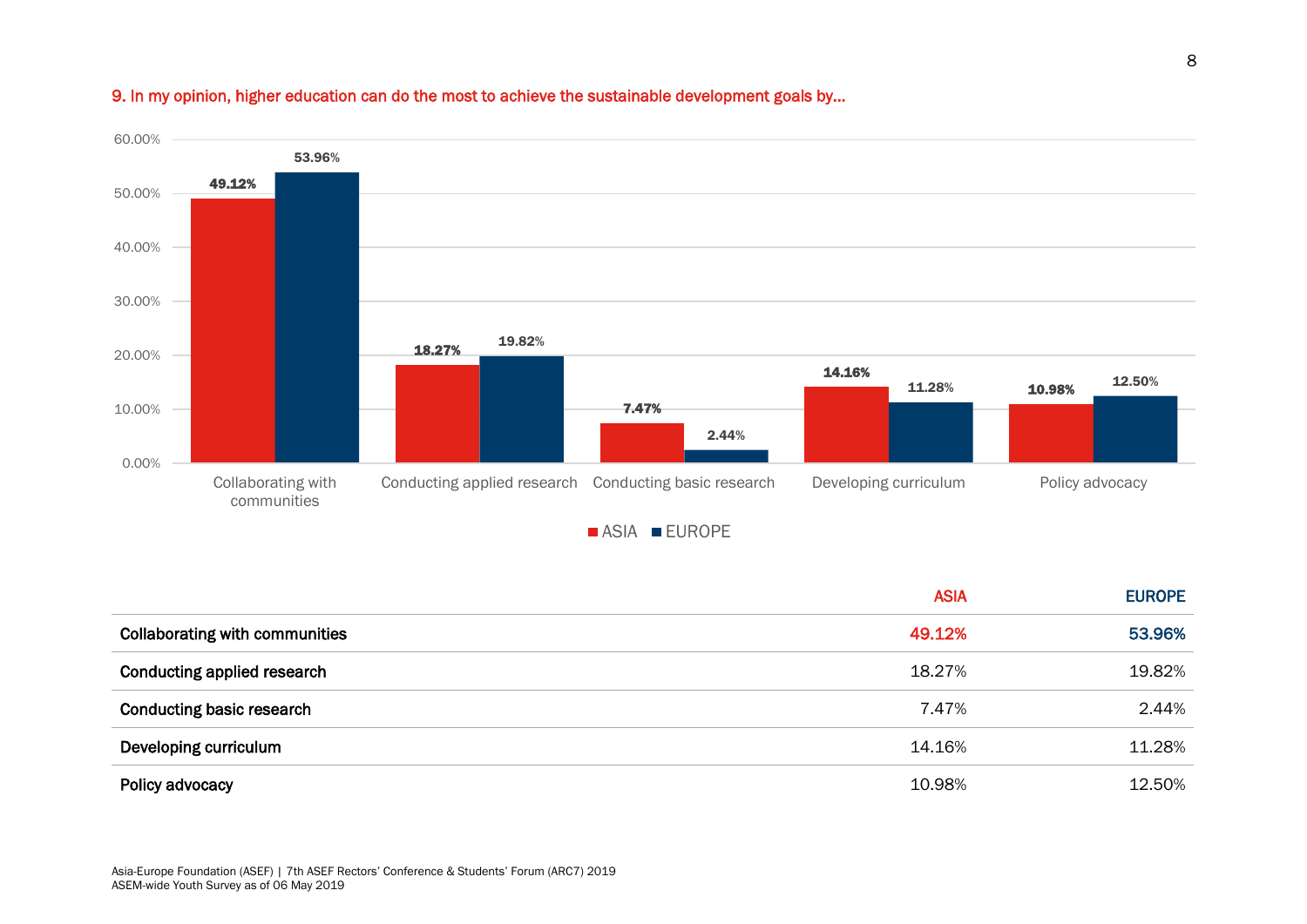## 9. In my opinion, higher education can do the most to achieve the sustainable development goals by...

| | ASIA | EUROPE |
|---|---|---|
| **Collaborating with communities** | 49.12% | 53.96% |
| **Conducting applied research** | 18.27% | 19.82% |
| **Conducting basic research** | 7.47% | 2.44% |
| **Developing curriculum** | 14.16% | 11.28% |
| **Policy advocacy** | 10.98% | 12.50% |

Asia-Europe Foundation (ASEF) | 7th ASEF Rectors' Conference & Students' Forum (ARC7) 2019
ASEM-wide Youth Survey as of 06 May 2019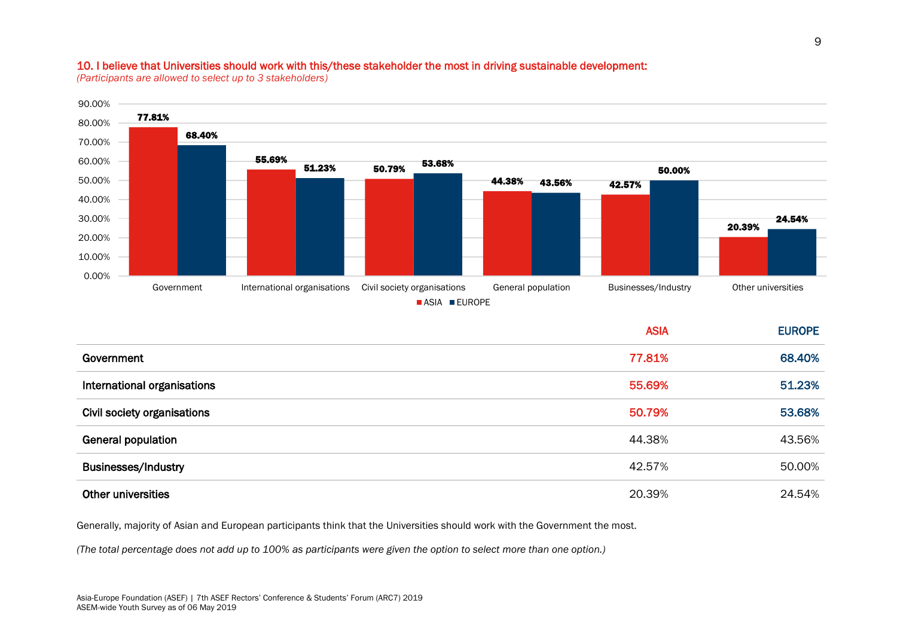### 10. I believe that Universities should work with this/these stakeholder the most in driving sustainable development:

*(Participants are allowed to select up to 3 stakeholders)*

| | ASIA | EUROPE |
|---|---|---|
| Government | 77.81% | 68.40% |
| International organisations | 55.69% | 51.23% |
| Civil society organisations | 50.79% | 53.68% |
| General population | 44.38% | 43.56% |
| Businesses/Industry | 42.57% | 50.00% |
| Other universities | 20.39% | 24.54% |

Generally, majority of Asian and European participants think that the Universities should work with the Government the most.

*(The total percentage does not add up to 100% as participants were given the option to select more than one option.)*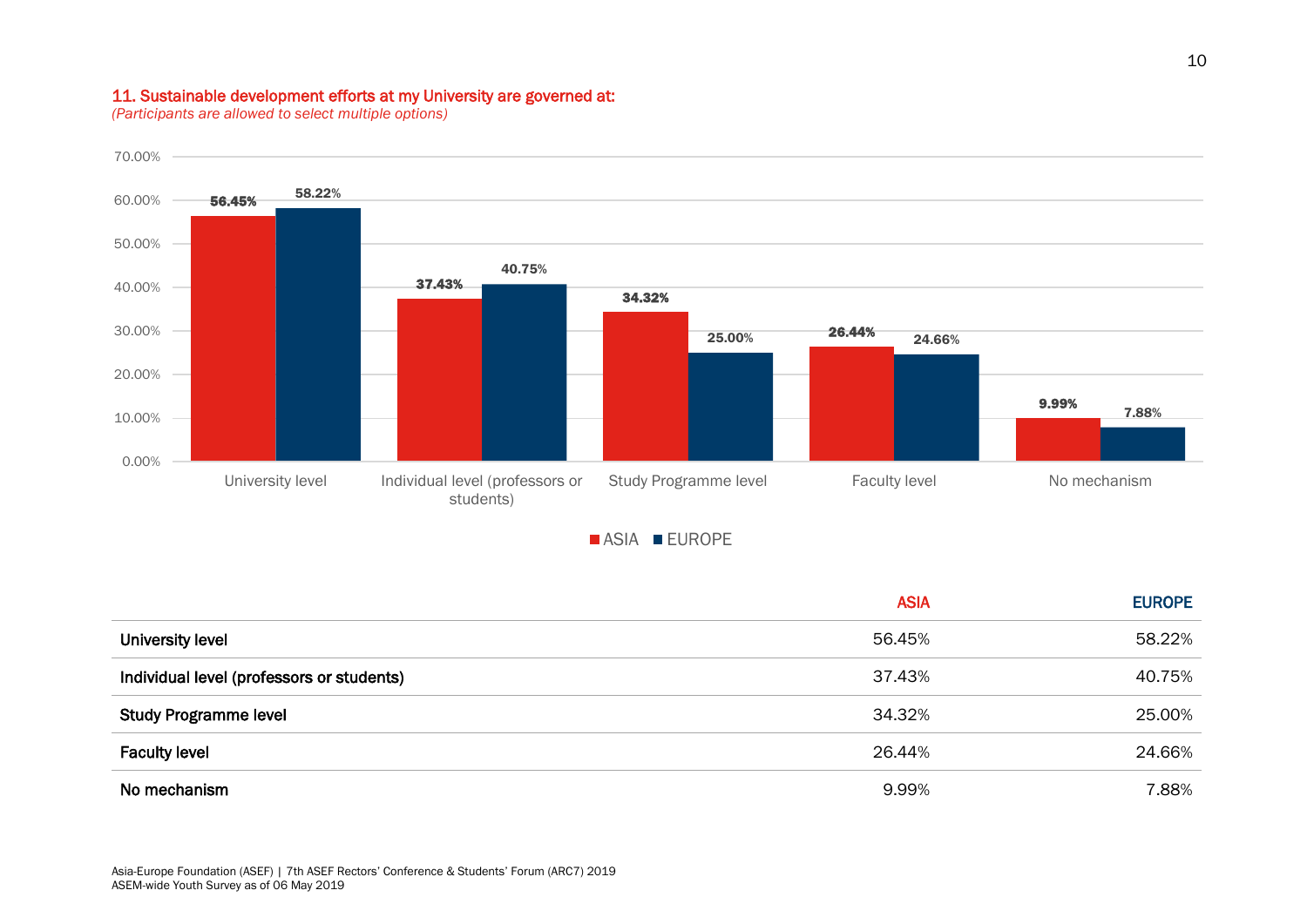### 11. Sustainable development efforts at my University are governed at:

*(Participants are allowed to select multiple options)*

| | ASIA | EUROPE |
|---|---|---|
| University level | 56.45% | 58.22% |
| Individual level (professors or students) | 37.43% | 40.75% |
| Study Programme level | 34.32% | 25.00% |
| Faculty level | 26.44% | 24.66% |
| No mechanism | 9.99% | 7.88% |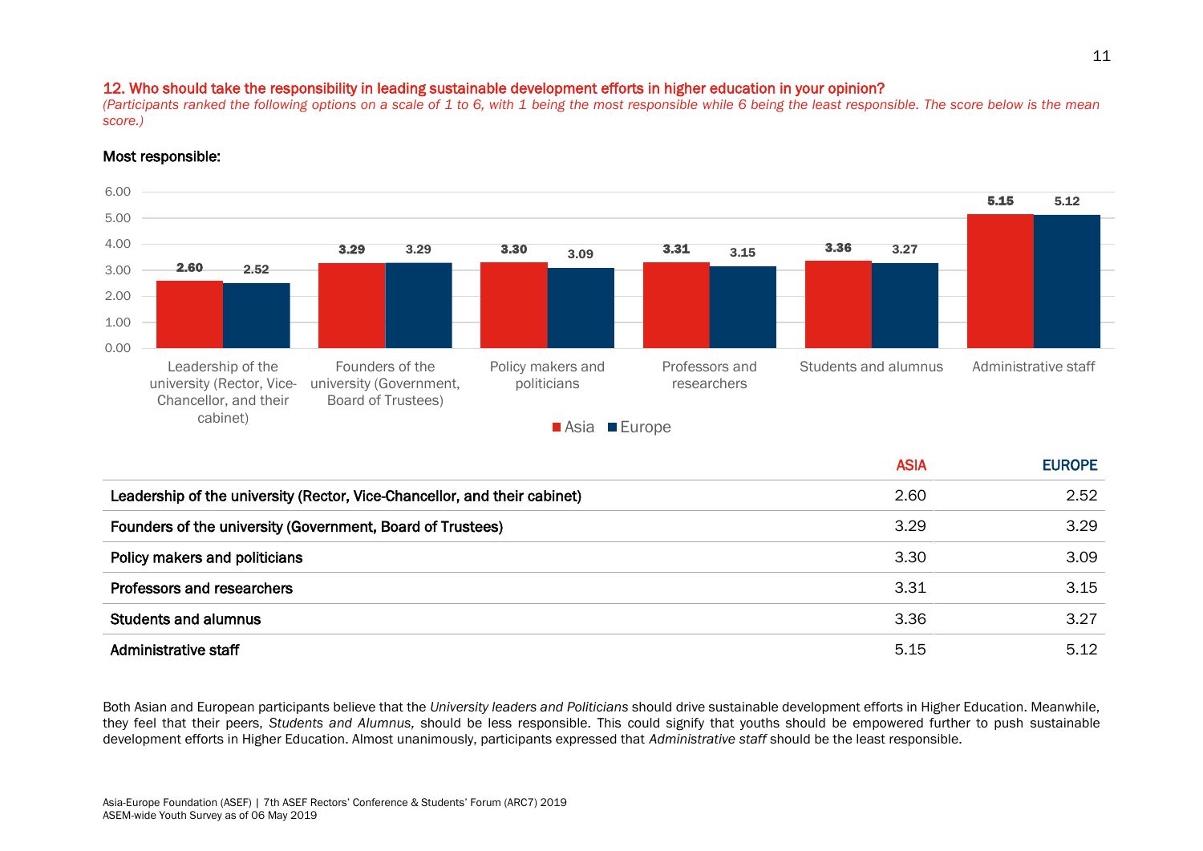## 12. Who should take the responsibility in leading sustainable development efforts in higher education in your opinion?

*(Participants ranked the following options on a scale of 1 to 6, with 1 being the most responsible while 6 being the least responsible. The score below is the mean score.)*

**Most responsible:**

| | ASIA | EUROPE |
|---|---|---|
| **Leadership of the university (Rector, Vice-Chancellor, and their cabinet)** | 2.60 | 2.52 |
| **Founders of the university (Government, Board of Trustees)** | 3.29 | 3.29 |
| **Policy makers and politicians** | 3.30 | 3.09 |
| **Professors and researchers** | 3.31 | 3.15 |
| **Students and alumnus** | 3.36 | 3.27 |
| **Administrative staff** | 5.15 | 5.12 |

Both Asian and European participants believe that the *University leaders and Politicians* should drive sustainable development efforts in Higher Education. Meanwhile, they feel that their peers, *Students and Alumnus,* should be less responsible. This could signify that youths should be empowered further to push sustainable development efforts in Higher Education. Almost unanimously, participants expressed that *Administrative staff* should be the least responsible.

Asia-Europe Foundation (ASEF) | 7th ASEF Rectors' Conference & Students' Forum (ARC7) 2019
ASEM-wide Youth Survey as of 06 May 2019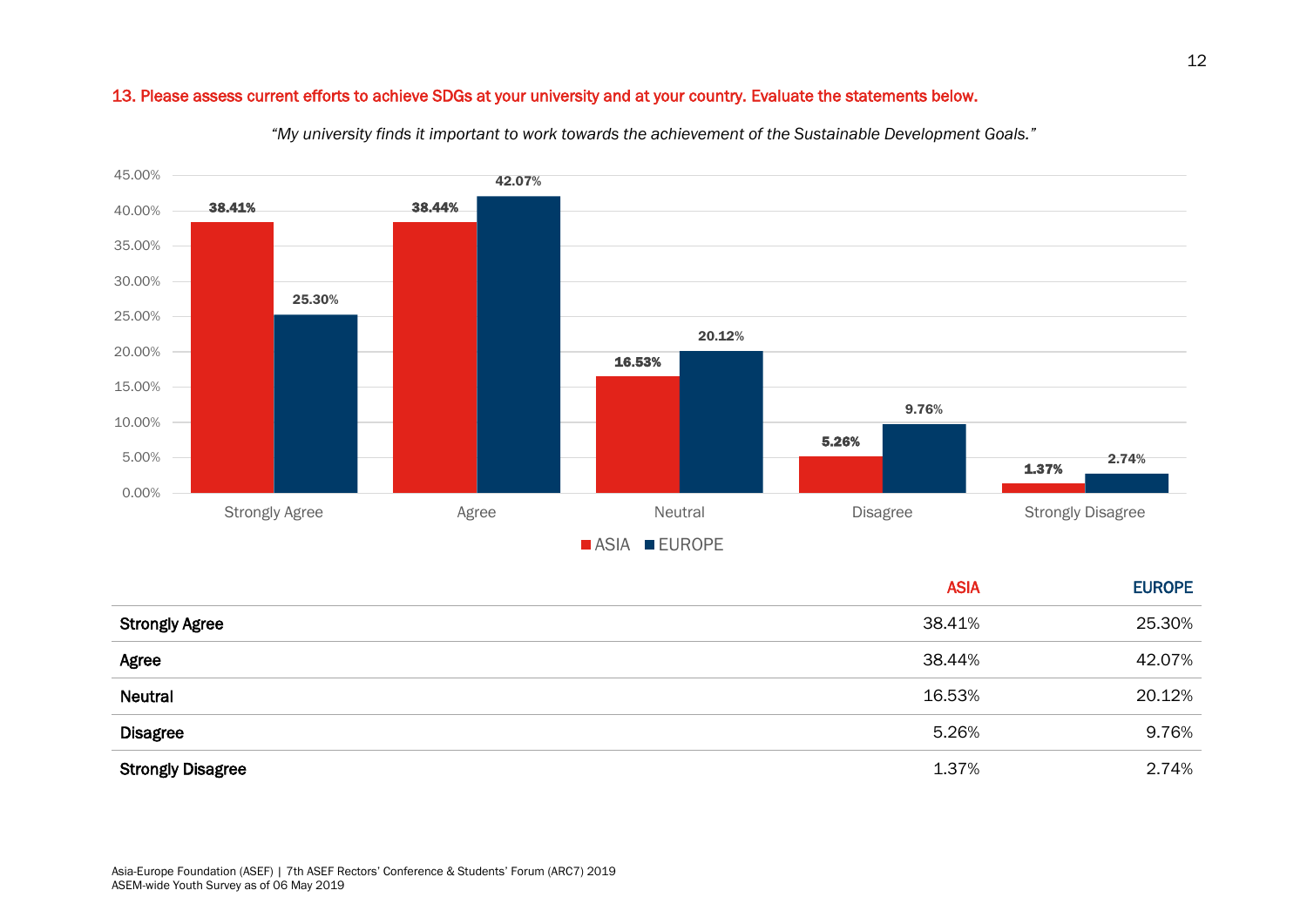### 13. Please assess current efforts to achieve SDGs at your university and at your country. Evaluate the statements below.

*"My university finds it important to work towards the achievement of the Sustainable Development Goals."*

| | ASIA | EUROPE |
|---|---|---|
| **Strongly Agree** | 38.41% | 25.30% |
| **Agree** | 38.44% | 42.07% |
| **Neutral** | 16.53% | 20.12% |
| **Disagree** | 5.26% | 9.76% |
| **Strongly Disagree** | 1.37% | 2.74% |

Asia-Europe Foundation (ASEF) | 7th ASEF Rectors' Conference & Students' Forum (ARC7) 2019
ASEM-wide Youth Survey as of 06 May 2019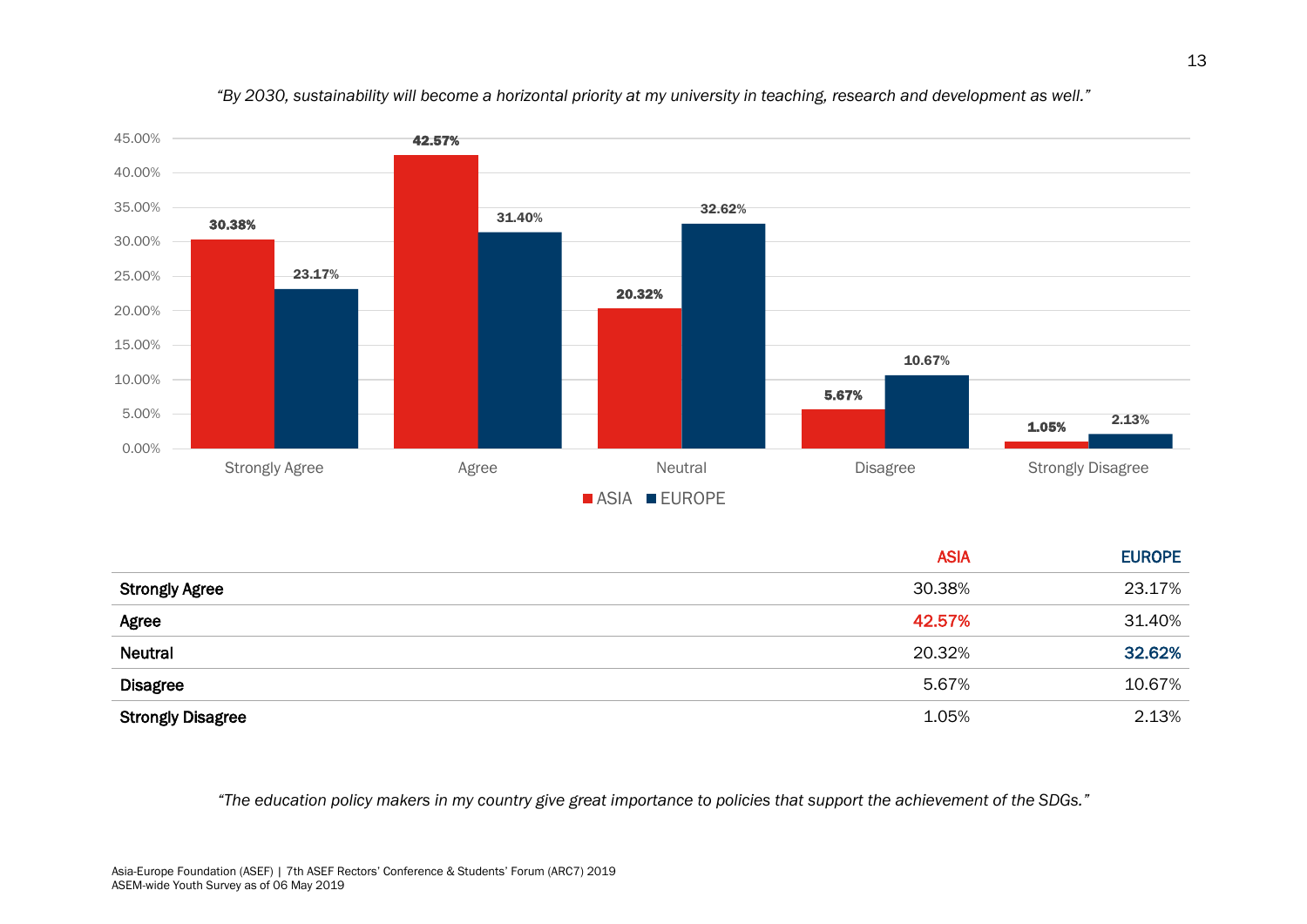*"By 2030, sustainability will become a horizontal priority at my university in teaching, research and development as well."*

| | ASIA | EUROPE |
|---|---|---|
| **Strongly Agree** | 30.38% | 23.17% |
| **Agree** | 42.57% | 31.40% |
| **Neutral** | 20.32% | 32.62% |
| **Disagree** | 5.67% | 10.67% |
| **Strongly Disagree** | 1.05% | 2.13% |

*"The education policy makers in my country give great importance to policies that support the achievement of the SDGs."*

Asia-Europe Foundation (ASEF) | 7th ASEF Rectors' Conference & Students' Forum (ARC7) 2019
ASEM-wide Youth Survey as of 06 May 2019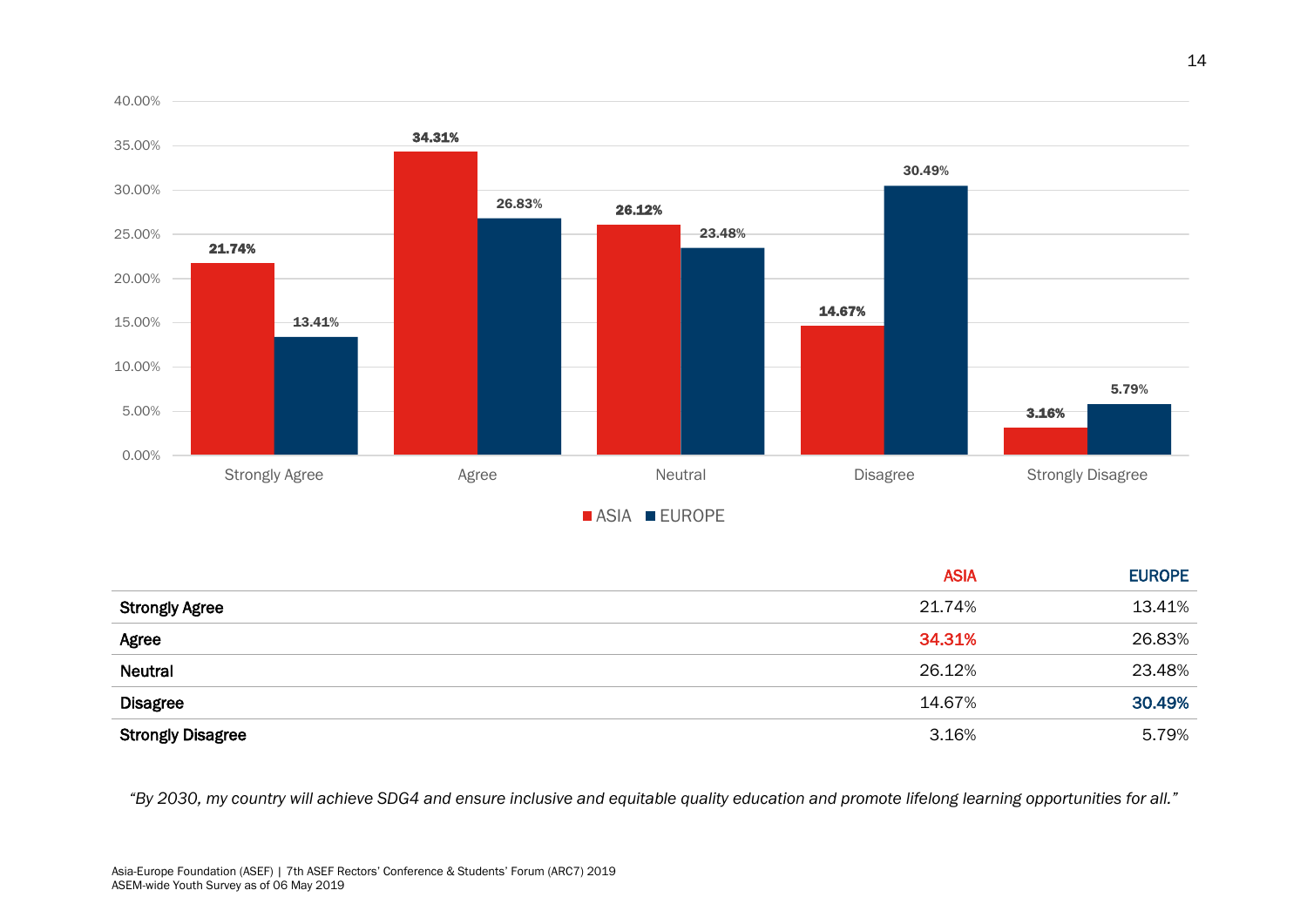| | ASIA | EUROPE |
|---|---|---|
| **Strongly Agree** | 21.74% | 13.41% |
| **Agree** | 34.31% | 26.83% |
| **Neutral** | 26.12% | 23.48% |
| **Disagree** | 14.67% | 30.49% |
| **Strongly Disagree** | 3.16% | 5.79% |

*"By 2030, my country will achieve SDG4 and ensure inclusive and equitable quality education and promote lifelong learning opportunities for all."*

Asia-Europe Foundation (ASEF) | 7th ASEF Rectors' Conference & Students' Forum (ARC7) 2019
ASEM-wide Youth Survey as of 06 May 2019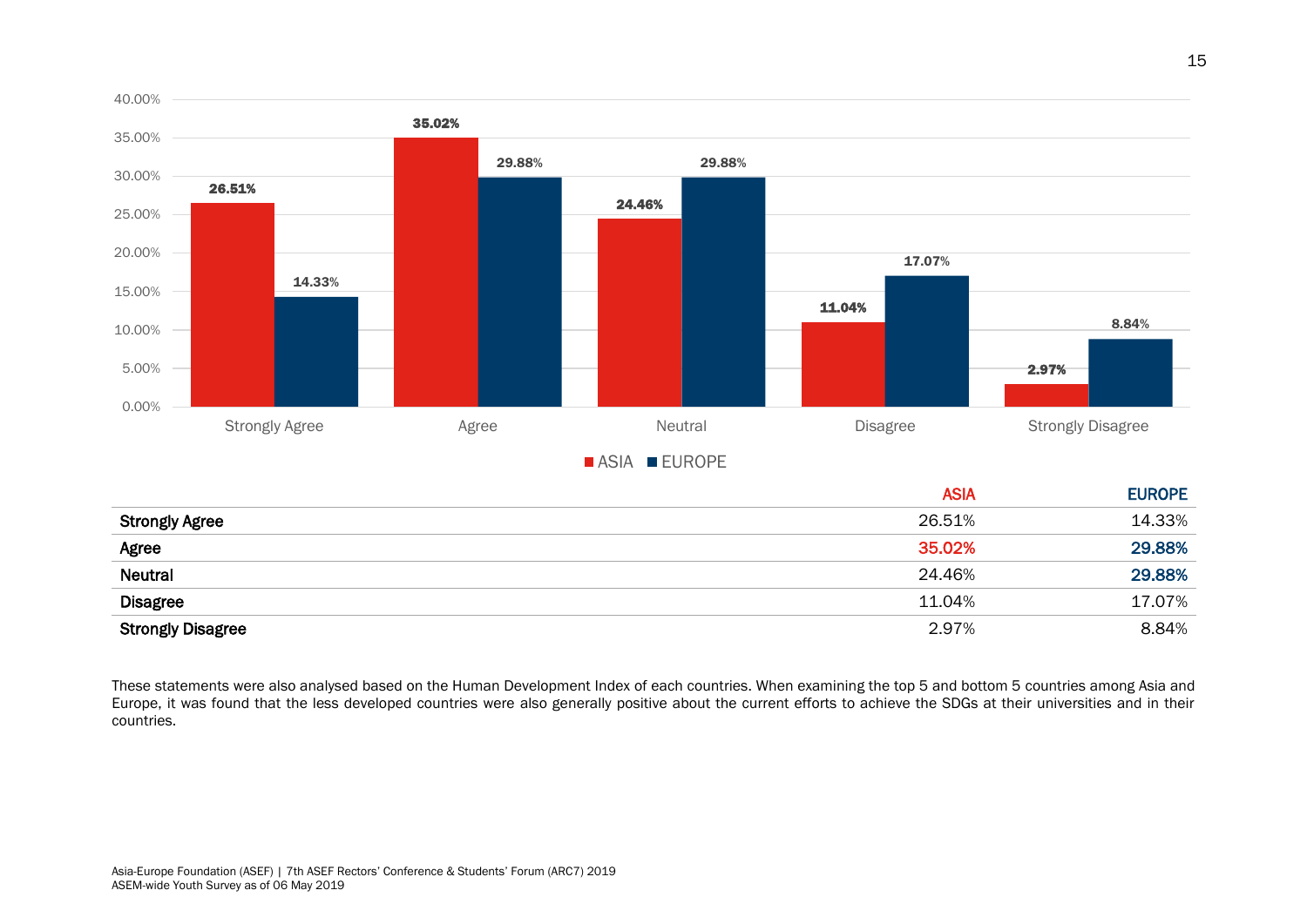| | ASIA | EUROPE |
|---|---|---|
| **Strongly Agree** | 26.51% | 14.33% |
| **Agree** | 35.02% | 29.88% |
| **Neutral** | 24.46% | 29.88% |
| **Disagree** | 11.04% | 17.07% |
| **Strongly Disagree** | 2.97% | 8.84% |

These statements were also analysed based on the Human Development Index of each countries. When examining the top 5 and bottom 5 countries among Asia and Europe, it was found that the less developed countries were also generally positive about the current efforts to achieve the SDGs at their universities and in their countries.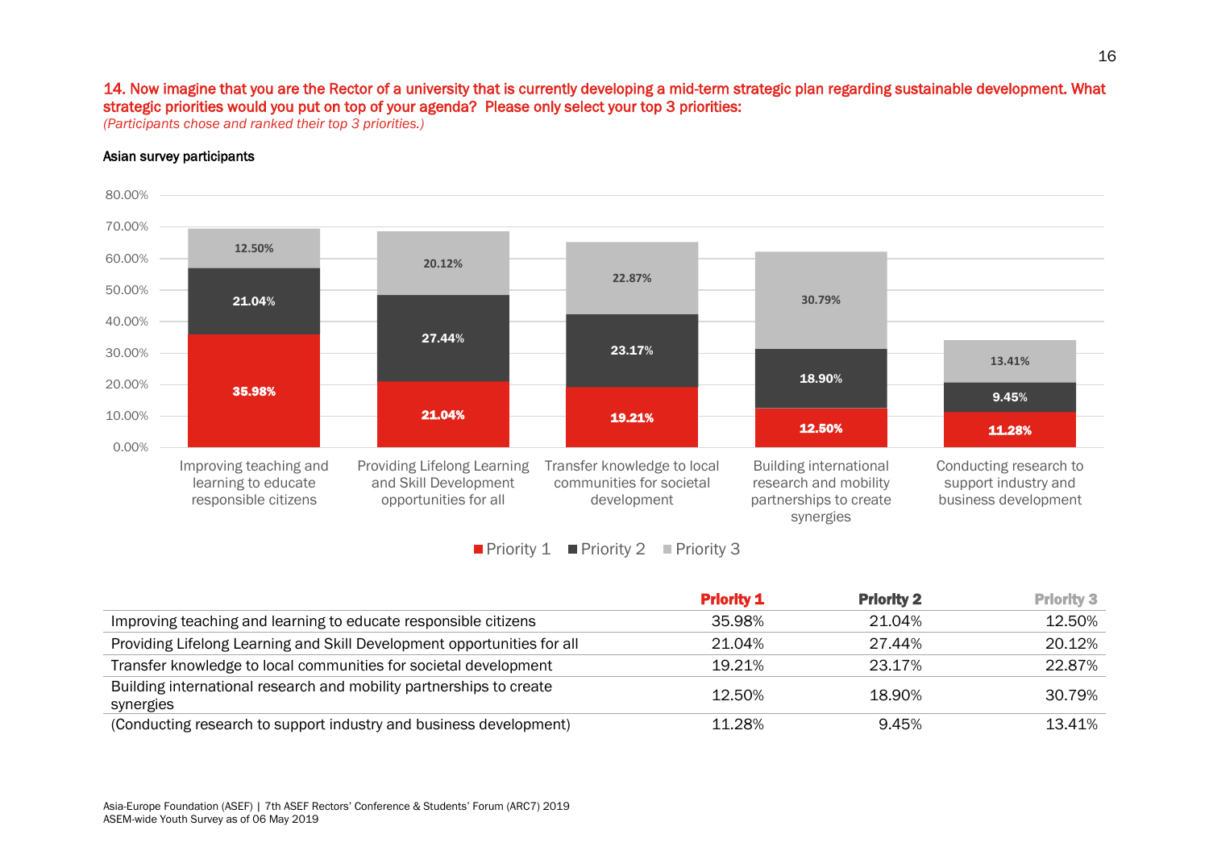**14. Now imagine that you are the Rector of a university that is currently developing a mid-term strategic plan regarding sustainable development. What strategic priorities would you put on top of your agenda? Please only select your top 3 priorities:**

*(Participants chose and ranked their top 3 priorities.)*

**Asian survey participants**

| | Priority 1 | Priority 2 | Priority 3 |
|---|---|---|---|
| Improving teaching and learning to educate responsible citizens | 35.98% | 21.04% | 12.50% |
| Providing Lifelong Learning and Skill Development opportunities for all | 21.04% | 27.44% | 20.12% |
| Transfer knowledge to local communities for societal development | 19.21% | 23.17% | 22.87% |
| Building international research and mobility partnerships to create synergies | 12.50% | 18.90% | 30.79% |
| (Conducting research to support industry and business development) | 11.28% | 9.45% | 13.41% |

Asia-Europe Foundation (ASEF) | 7th ASEF Rectors' Conference & Students' Forum (ARC7) 2019
ASEM-wide Youth Survey as of 06 May 2019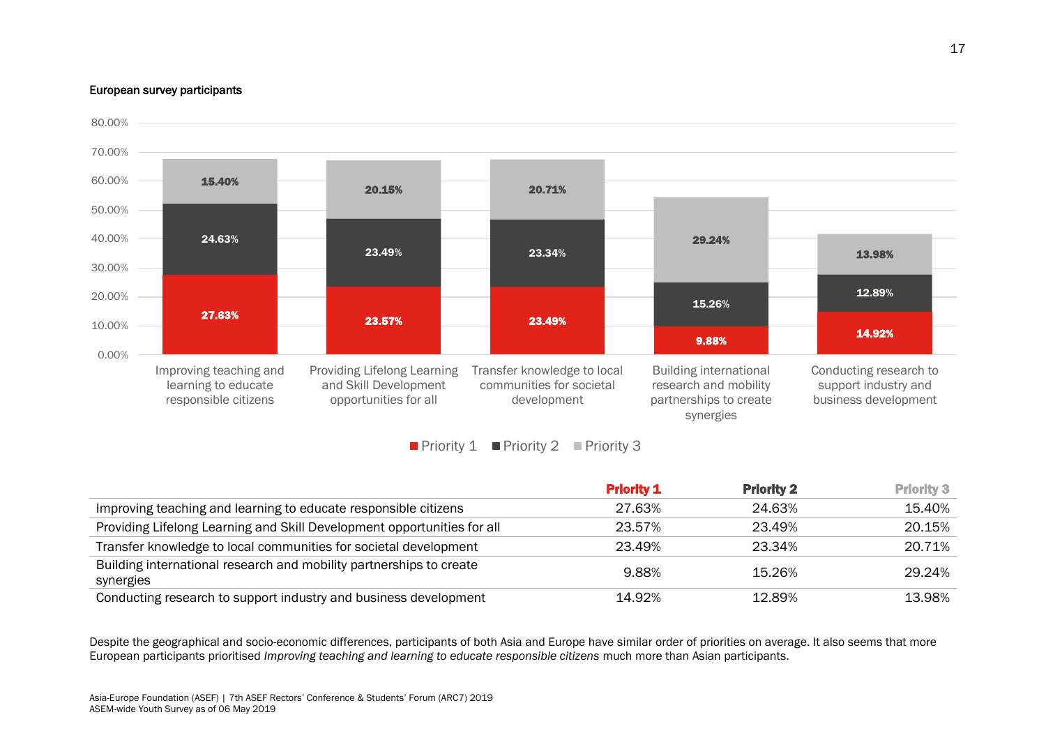**European survey participants**

| | Priority 1 | Priority 2 | Priority 3 |
|---|---|---|---|
| Improving teaching and learning to educate responsible citizens | 27.63% | 24.63% | 15.40% |
| Providing Lifelong Learning and Skill Development opportunities for all | 23.57% | 23.49% | 20.15% |
| Transfer knowledge to local communities for societal development | 23.49% | 23.34% | 20.71% |
| Building international research and mobility partnerships to create synergies | 9.88% | 15.26% | 29.24% |
| Conducting research to support industry and business development | 14.92% | 12.89% | 13.98% |

Despite the geographical and socio-economic differences, participants of both Asia and Europe have similar order of priorities on average. It also seems that more European participants prioritised *Improving teaching and learning to educate responsible citizens* much more than Asian participants.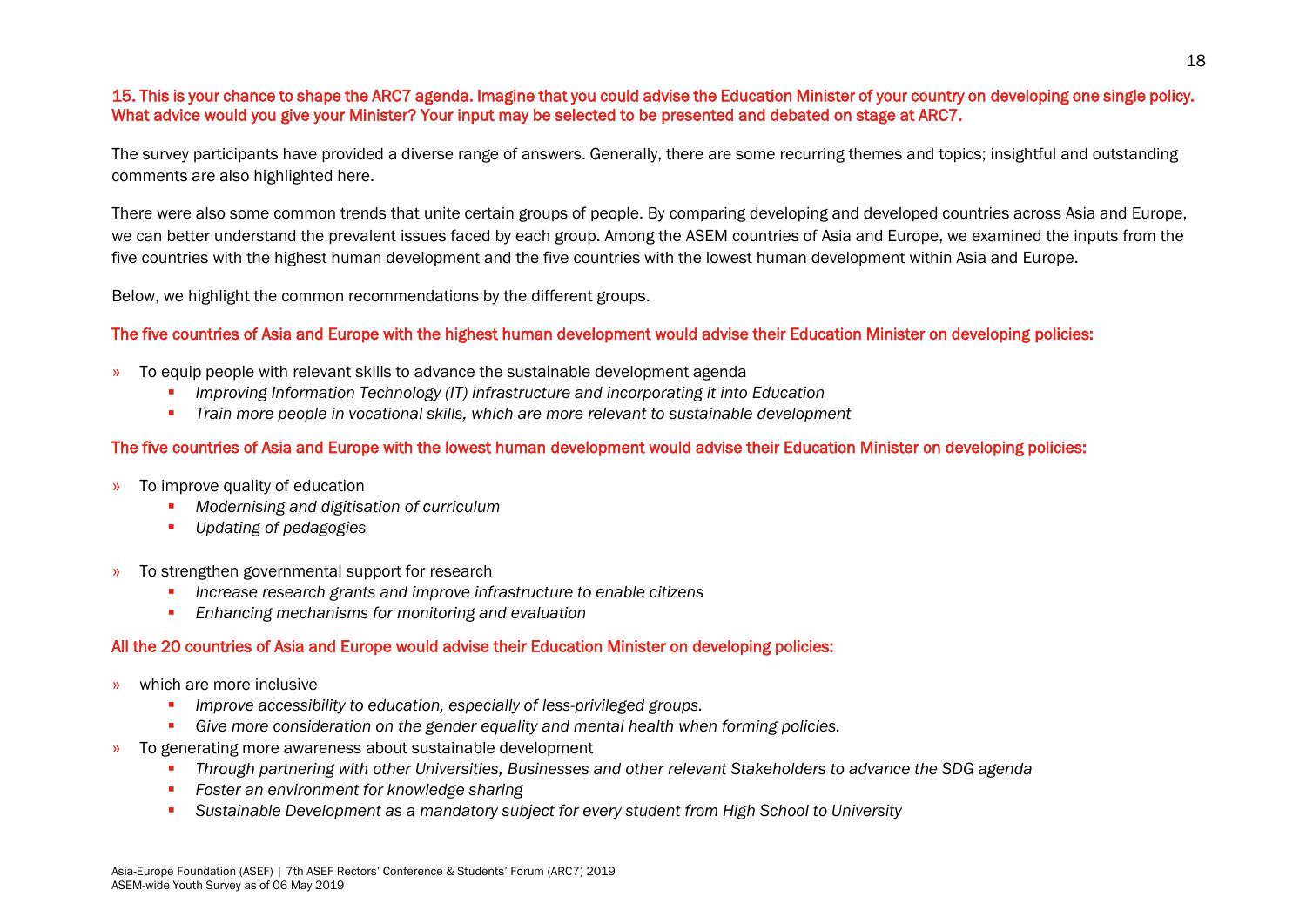### 15. This is your chance to shape the ARC7 agenda. Imagine that you could advise the Education Minister of your country on developing one single policy. What advice would you give your Minister? Your input may be selected to be presented and debated on stage at ARC7.

The survey participants have provided a diverse range of answers. Generally, there are some recurring themes and topics; insightful and outstanding comments are also highlighted here.

There were also some common trends that unite certain groups of people. By comparing developing and developed countries across Asia and Europe, we can better understand the prevalent issues faced by each group. Among the ASEM countries of Asia and Europe, we examined the inputs from the five countries with the highest human development and the five countries with the lowest human development within Asia and Europe.

Below, we highlight the common recommendations by the different groups.

#### The five countries of Asia and Europe with the highest human development would advise their Education Minister on developing policies:

- To equip people with relevant skills to advance the sustainable development agenda
  - *Improving Information Technology (IT) infrastructure and incorporating it into Education*
  - *Train more people in vocational skills, which are more relevant to sustainable development*

#### The five countries of Asia and Europe with the lowest human development would advise their Education Minister on developing policies:

- To improve quality of education
  - *Modernising and digitisation of curriculum*
  - *Updating of pedagogies*

- To strengthen governmental support for research
  - *Increase research grants and improve infrastructure to enable citizens*
  - *Enhancing mechanisms for monitoring and evaluation*

#### All the 20 countries of Asia and Europe would advise their Education Minister on developing policies:

- which are more inclusive
  - *Improve accessibility to education, especially of less-privileged groups.*
  - *Give more consideration on the gender equality and mental health when forming policies.*
- To generating more awareness about sustainable development
  - *Through partnering with other Universities, Businesses and other relevant Stakeholders to advance the SDG agenda*
  - *Foster an environment for knowledge sharing*
  - *Sustainable Development as a mandatory subject for every student from High School to University*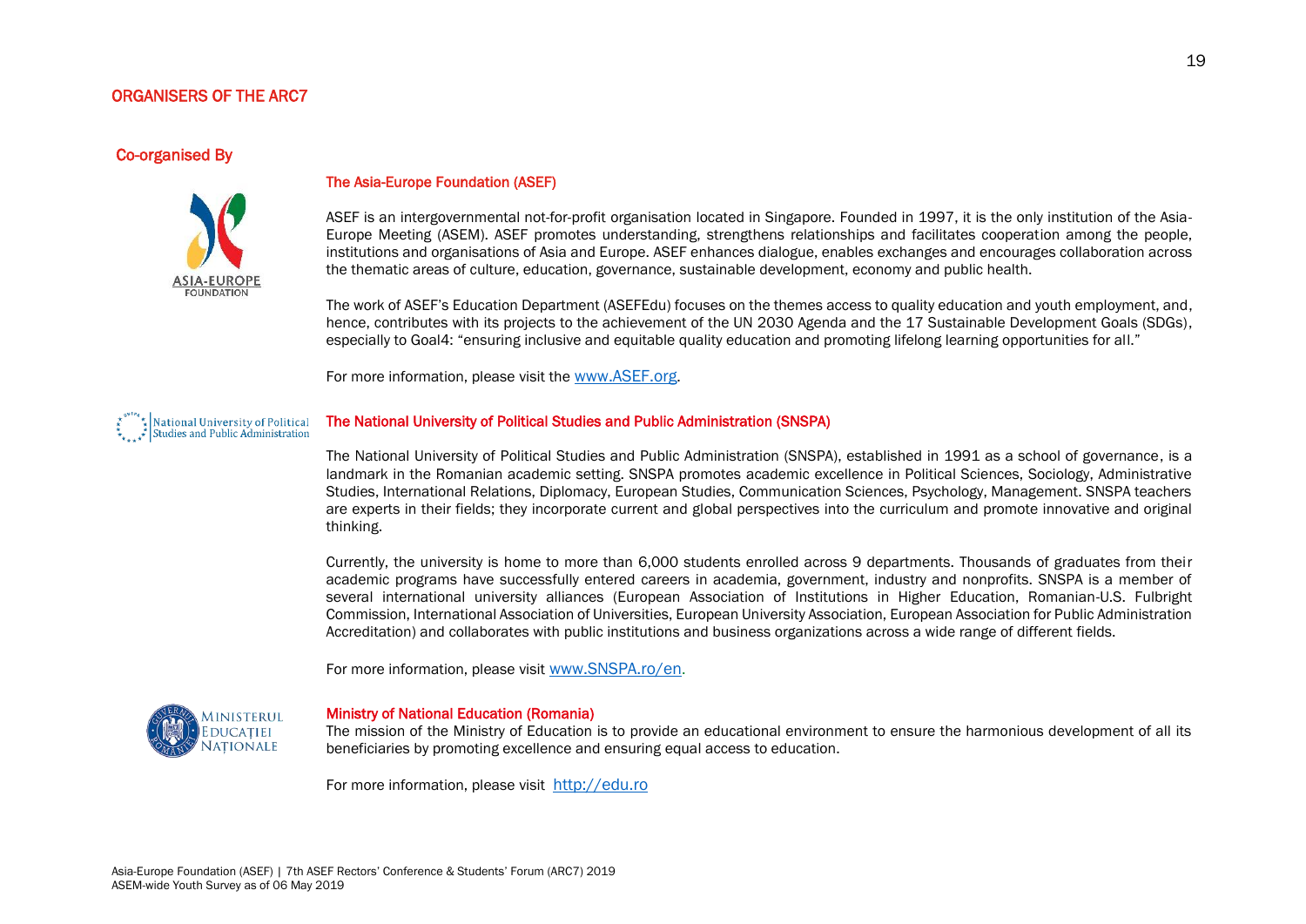# ORGANISERS OF THE ARC7

## Co-organised By

### The Asia-Europe Foundation (ASEF)

ASEF is an intergovernmental not-for-profit organisation located in Singapore. Founded in 1997, it is the only institution of the Asia-Europe Meeting (ASEM). ASEF promotes understanding, strengthens relationships and facilitates cooperation among the people, institutions and organisations of Asia and Europe. ASEF enhances dialogue, enables exchanges and encourages collaboration across the thematic areas of culture, education, governance, sustainable development, economy and public health.

The work of ASEF's Education Department (ASEFEdu) focuses on the themes access to quality education and youth employment, and, hence, contributes with its projects to the achievement of the UN 2030 Agenda and the 17 Sustainable Development Goals (SDGs), especially to Goal4: "ensuring inclusive and equitable quality education and promoting lifelong learning opportunities for all."

For more information, please visit the www.ASEF.org.

### The National University of Political Studies and Public Administration (SNSPA)

The National University of Political Studies and Public Administration (SNSPA), established in 1991 as a school of governance, is a landmark in the Romanian academic setting. SNSPA promotes academic excellence in Political Sciences, Sociology, Administrative Studies, International Relations, Diplomacy, European Studies, Communication Sciences, Psychology, Management. SNSPA teachers are experts in their fields; they incorporate current and global perspectives into the curriculum and promote innovative and original thinking.

Currently, the university is home to more than 6,000 students enrolled across 9 departments. Thousands of graduates from their academic programs have successfully entered careers in academia, government, industry and nonprofits. SNSPA is a member of several international university alliances (European Association of Institutions in Higher Education, Romanian-U.S. Fulbright Commission, International Association of Universities, European University Association, European Association for Public Administration Accreditation) and collaborates with public institutions and business organizations across a wide range of different fields.

For more information, please visit www.SNSPA.ro/en.

### Ministry of National Education (Romania)

The mission of the Ministry of Education is to provide an educational environment to ensure the harmonious development of all its beneficiaries by promoting excellence and ensuring equal access to education.

For more information, please visit http://edu.ro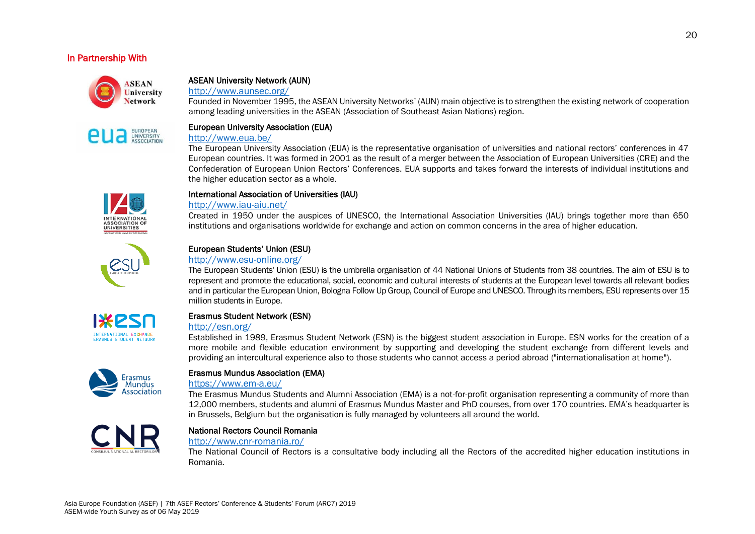## In Partnership With

### ASEAN University Network (AUN)

http://www.aunsec.org/

Founded in November 1995, the ASEAN University Networks' (AUN) main objective is to strengthen the existing network of cooperation among leading universities in the ASEAN (Association of Southeast Asian Nations) region.

### European University Association (EUA)

http://www.eua.be/

The European University Association (EUA) is the representative organisation of universities and national rectors' conferences in 47 European countries. It was formed in 2001 as the result of a merger between the Association of European Universities (CRE) and the Confederation of European Union Rectors' Conferences. EUA supports and takes forward the interests of individual institutions and the higher education sector as a whole.

### International Association of Universities (IAU)

http://www.iau-aiu.net/

Created in 1950 under the auspices of UNESCO, the International Association Universities (IAU) brings together more than 650 institutions and organisations worldwide for exchange and action on common concerns in the area of higher education.

### European Students' Union (ESU)

http://www.esu-online.org/

The European Students' Union (ESU) is the umbrella organisation of 44 National Unions of Students from 38 countries. The aim of ESU is to represent and promote the educational, social, economic and cultural interests of students at the European level towards all relevant bodies and in particular the European Union, Bologna Follow Up Group, Council of Europe and UNESCO. Through its members, ESU represents over 15 million students in Europe.

### Erasmus Student Network (ESN)

http://esn.org/

Established in 1989, Erasmus Student Network (ESN) is the biggest student association in Europe. ESN works for the creation of a more mobile and flexible education environment by supporting and developing the student exchange from different levels and providing an intercultural experience also to those students who cannot access a period abroad ("internationalisation at home").

### Erasmus Mundus Association (EMA)

https://www.em-a.eu/

The Erasmus Mundus Students and Alumni Association (EMA) is a not-for-profit organisation representing a community of more than 12,000 members, students and alumni of Erasmus Mundus Master and PhD courses, from over 170 countries. EMA's headquarter is in Brussels, Belgium but the organisation is fully managed by volunteers all around the world.

### National Rectors Council Romania

http://www.cnr-romania.ro/

The National Council of Rectors is a consultative body including all the Rectors of the accredited higher education institutions in Romania.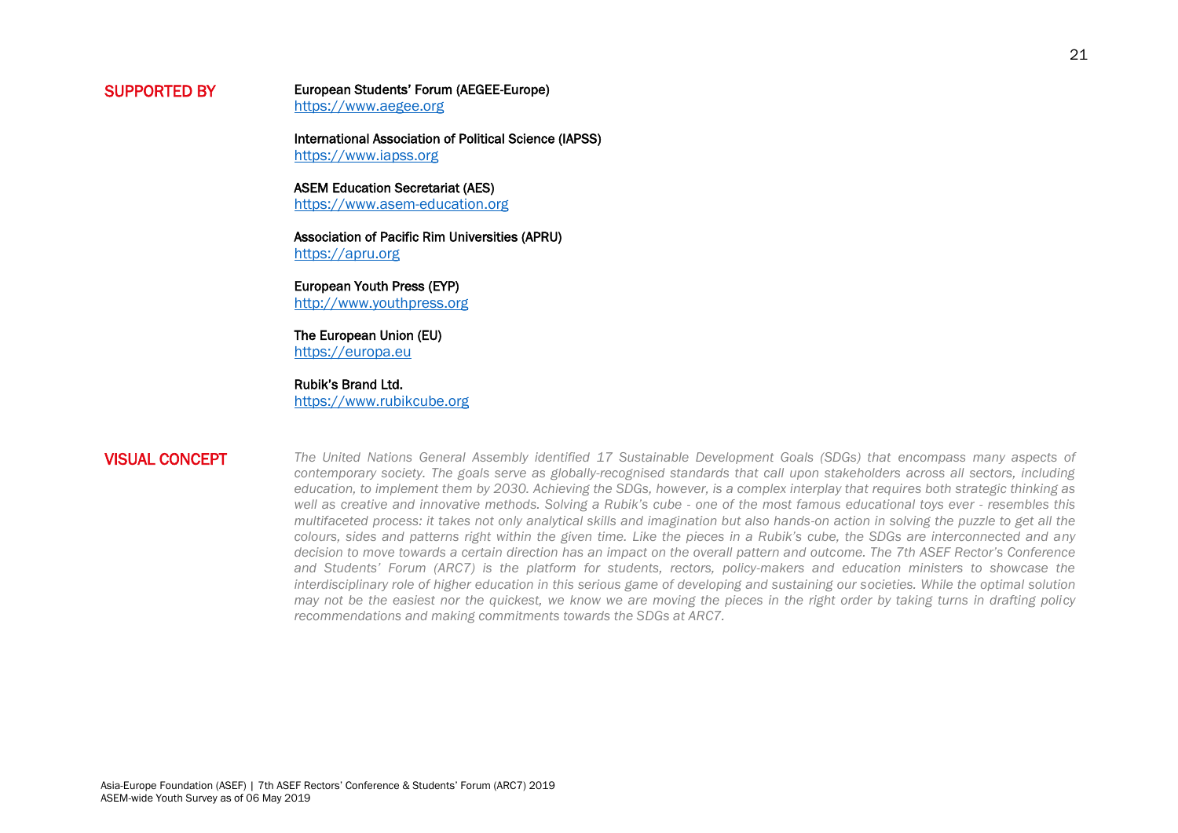## SUPPORTED BY

**European Students' Forum (AEGEE-Europe)**
https://www.aegee.org

**International Association of Political Science (IAPSS)**
https://www.iapss.org

**ASEM Education Secretariat (AES)**
https://www.asem-education.org

**Association of Pacific Rim Universities (APRU)**
https://apru.org

**European Youth Press (EYP)**
http://www.youthpress.org

**The European Union (EU)**
https://europa.eu

**Rubik's Brand Ltd.**
https://www.rubikcube.org

## VISUAL CONCEPT

*The United Nations General Assembly identified 17 Sustainable Development Goals (SDGs) that encompass many aspects of contemporary society. The goals serve as globally-recognised standards that call upon stakeholders across all sectors, including education, to implement them by 2030. Achieving the SDGs, however, is a complex interplay that requires both strategic thinking as well as creative and innovative methods. Solving a Rubik's cube - one of the most famous educational toys ever - resembles this multifaceted process: it takes not only analytical skills and imagination but also hands-on action in solving the puzzle to get all the colours, sides and patterns right within the given time. Like the pieces in a Rubik's cube, the SDGs are interconnected and any decision to move towards a certain direction has an impact on the overall pattern and outcome. The 7th ASEF Rector's Conference and Students' Forum (ARC7) is the platform for students, rectors, policy-makers and education ministers to showcase the interdisciplinary role of higher education in this serious game of developing and sustaining our societies. While the optimal solution may not be the easiest nor the quickest, we know we are moving the pieces in the right order by taking turns in drafting policy recommendations and making commitments towards the SDGs at ARC7.*